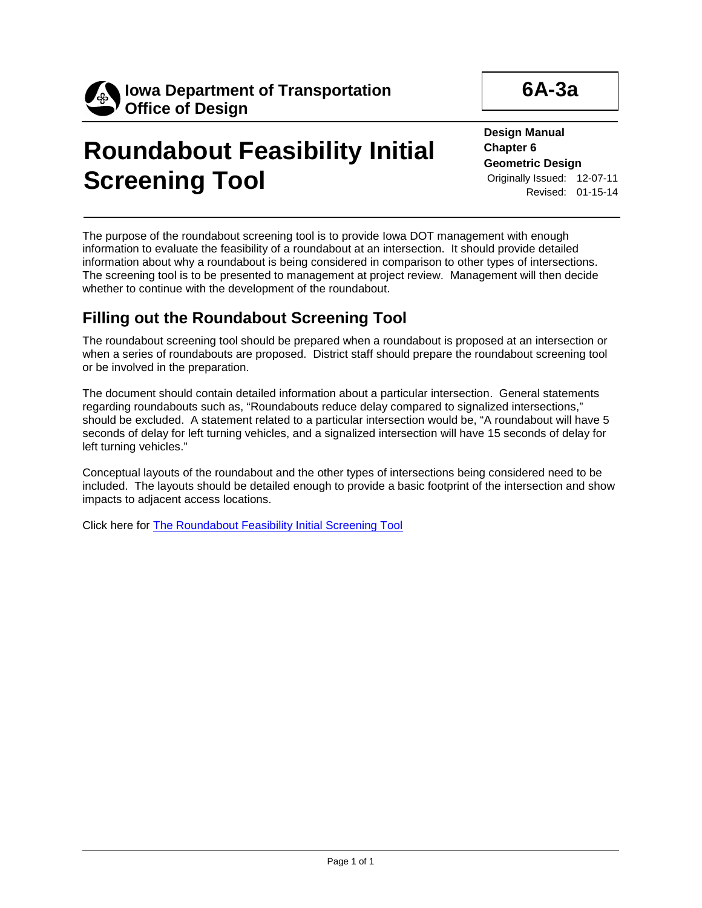**Iowa Department of Transportation**
**Office of Design**

**6A-3a**

# Roundabout Feasibility Initial Screening Tool

**Design Manual**
**Chapter 6**
**Geometric Design**
Originally Issued: 12-07-11
Revised: 01-15-14

The purpose of the roundabout screening tool is to provide Iowa DOT management with enough information to evaluate the feasibility of a roundabout at an intersection. It should provide detailed information about why a roundabout is being considered in comparison to other types of intersections. The screening tool is to be presented to management at project review. Management will then decide whether to continue with the development of the roundabout.

## Filling out the Roundabout Screening Tool

The roundabout screening tool should be prepared when a roundabout is proposed at an intersection or when a series of roundabouts are proposed. District staff should prepare the roundabout screening tool or be involved in the preparation.

The document should contain detailed information about a particular intersection. General statements regarding roundabouts such as, "Roundabouts reduce delay compared to signalized intersections," should be excluded. A statement related to a particular intersection would be, "A roundabout will have 5 seconds of delay for left turning vehicles, and a signalized intersection will have 15 seconds of delay for left turning vehicles."

Conceptual layouts of the roundabout and the other types of intersections being considered need to be included. The layouts should be detailed enough to provide a basic footprint of the intersection and show impacts to adjacent access locations.

Click here for The Roundabout Feasibility Initial Screening Tool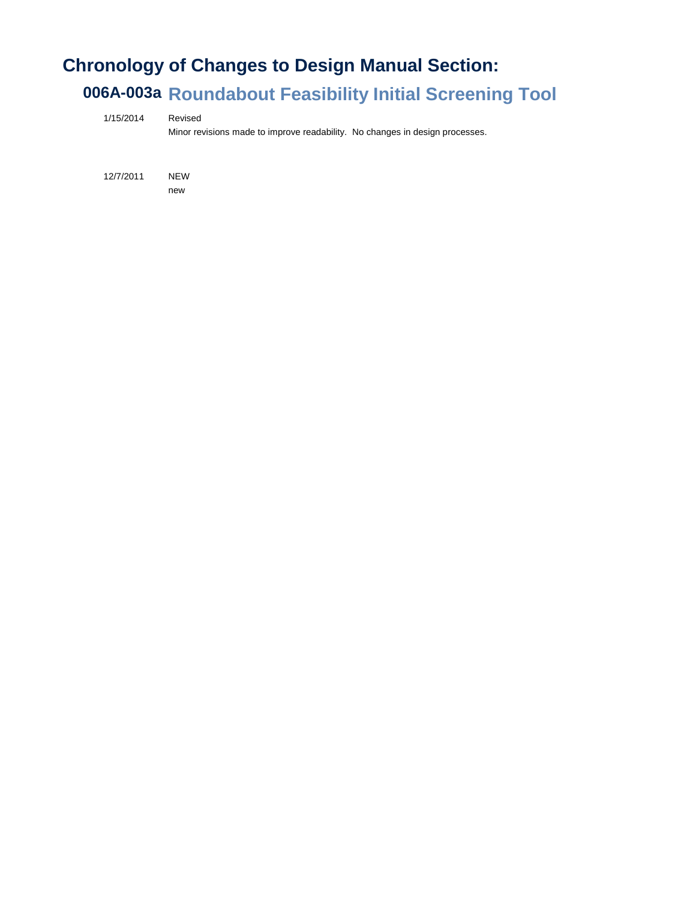# Chronology of Changes to Design Manual Section:

## 006A-003a Roundabout Feasibility Initial Screening Tool

1/15/2014 Revised

Minor revisions made to improve readability. No changes in design processes.

12/7/2011 NEW

new